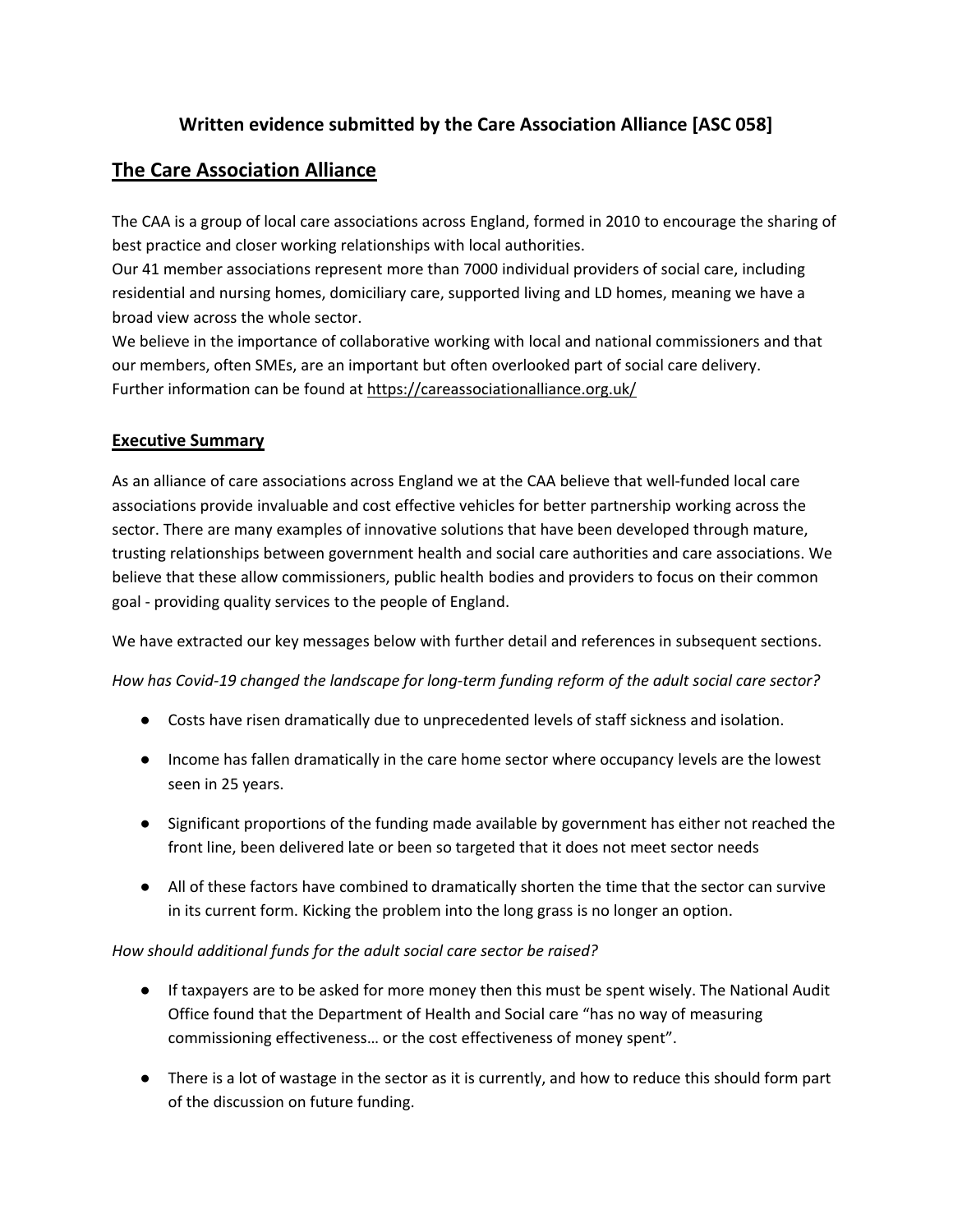# Written evidence submitted by the Care Association Alliance [ASC 058]

## The Care Association Alliance

The CAA is a group of local care associations across England, formed in 2010 to encourage the sharing of best practice and closer working relationships with local authorities.
Our 41 member associations represent more than 7000 individual providers of social care, including residential and nursing homes, domiciliary care, supported living and LD homes, meaning we have a broad view across the whole sector.
We believe in the importance of collaborative working with local and national commissioners and that our members, often SMEs, are an important but often overlooked part of social care delivery.
Further information can be found at https://careassociationalliance.org.uk/

## Executive Summary

As an alliance of care associations across England we at the CAA believe that well-funded local care associations provide invaluable and cost effective vehicles for better partnership working across the sector. There are many examples of innovative solutions that have been developed through mature, trusting relationships between government health and social care authorities and care associations. We believe that these allow commissioners, public health bodies and providers to focus on their common goal - providing quality services to the people of England.

We have extracted our key messages below with further detail and references in subsequent sections.

*How has Covid-19 changed the landscape for long-term funding reform of the adult social care sector?*

- Costs have risen dramatically due to unprecedented levels of staff sickness and isolation.
- Income has fallen dramatically in the care home sector where occupancy levels are the lowest seen in 25 years.
- Significant proportions of the funding made available by government has either not reached the front line, been delivered late or been so targeted that it does not meet sector needs
- All of these factors have combined to dramatically shorten the time that the sector can survive in its current form. Kicking the problem into the long grass is no longer an option.

*How should additional funds for the adult social care sector be raised?*

- If taxpayers are to be asked for more money then this must be spent wisely. The National Audit Office found that the Department of Health and Social care "has no way of measuring commissioning effectiveness… or the cost effectiveness of money spent".
- There is a lot of wastage in the sector as it is currently, and how to reduce this should form part of the discussion on future funding.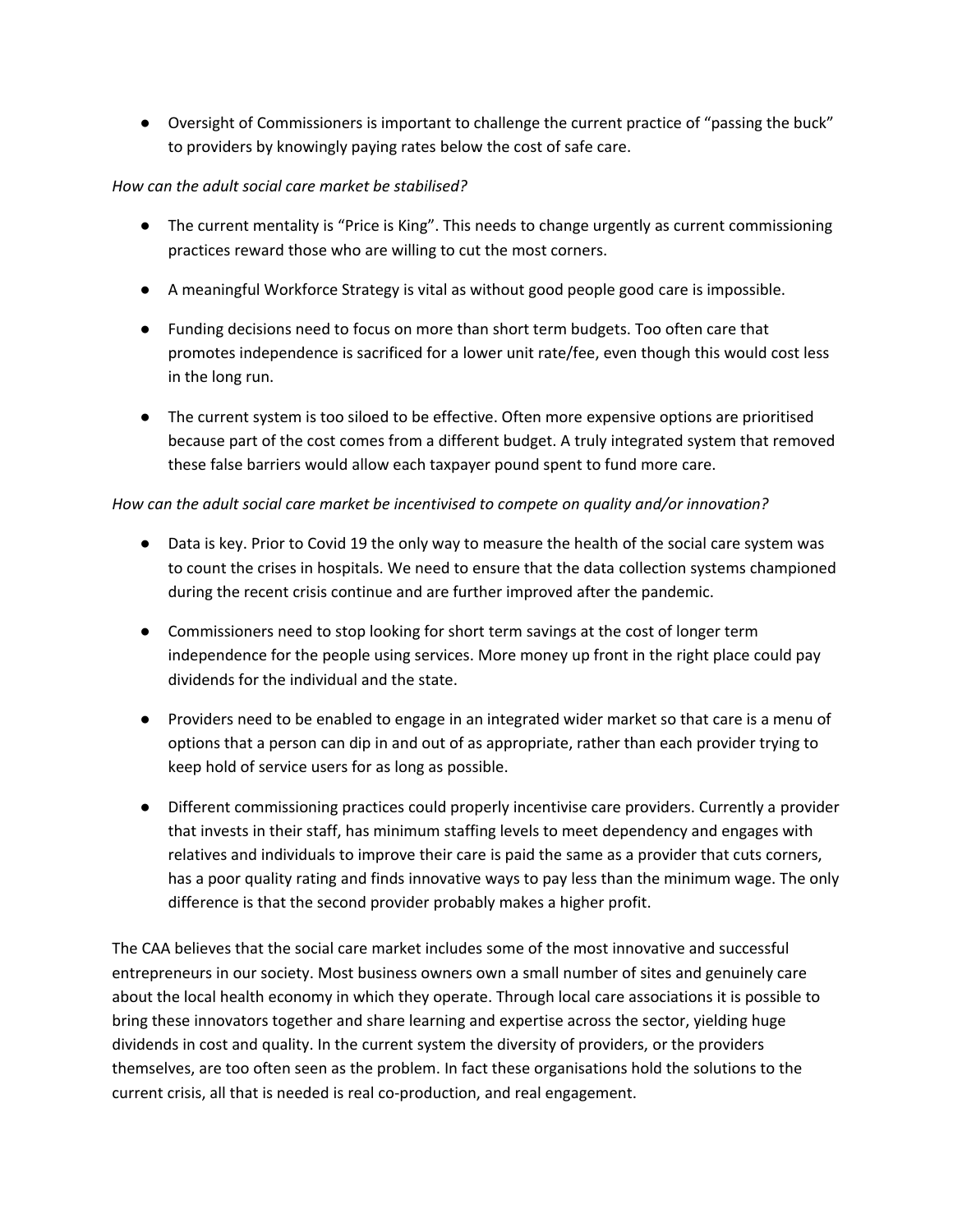- Oversight of Commissioners is important to challenge the current practice of "passing the buck" to providers by knowingly paying rates below the cost of safe care.

*How can the adult social care market be stabilised?*

- The current mentality is "Price is King". This needs to change urgently as current commissioning practices reward those who are willing to cut the most corners.
- A meaningful Workforce Strategy is vital as without good people good care is impossible.
- Funding decisions need to focus on more than short term budgets. Too often care that promotes independence is sacrificed for a lower unit rate/fee, even though this would cost less in the long run.
- The current system is too siloed to be effective. Often more expensive options are prioritised because part of the cost comes from a different budget. A truly integrated system that removed these false barriers would allow each taxpayer pound spent to fund more care.

*How can the adult social care market be incentivised to compete on quality and/or innovation?*

- Data is key. Prior to Covid 19 the only way to measure the health of the social care system was to count the crises in hospitals. We need to ensure that the data collection systems championed during the recent crisis continue and are further improved after the pandemic.
- Commissioners need to stop looking for short term savings at the cost of longer term independence for the people using services. More money up front in the right place could pay dividends for the individual and the state.
- Providers need to be enabled to engage in an integrated wider market so that care is a menu of options that a person can dip in and out of as appropriate, rather than each provider trying to keep hold of service users for as long as possible.
- Different commissioning practices could properly incentivise care providers. Currently a provider that invests in their staff, has minimum staffing levels to meet dependency and engages with relatives and individuals to improve their care is paid the same as a provider that cuts corners, has a poor quality rating and finds innovative ways to pay less than the minimum wage. The only difference is that the second provider probably makes a higher profit.

The CAA believes that the social care market includes some of the most innovative and successful entrepreneurs in our society. Most business owners own a small number of sites and genuinely care about the local health economy in which they operate. Through local care associations it is possible to bring these innovators together and share learning and expertise across the sector, yielding huge dividends in cost and quality. In the current system the diversity of providers, or the providers themselves, are too often seen as the problem. In fact these organisations hold the solutions to the current crisis, all that is needed is real co-production, and real engagement.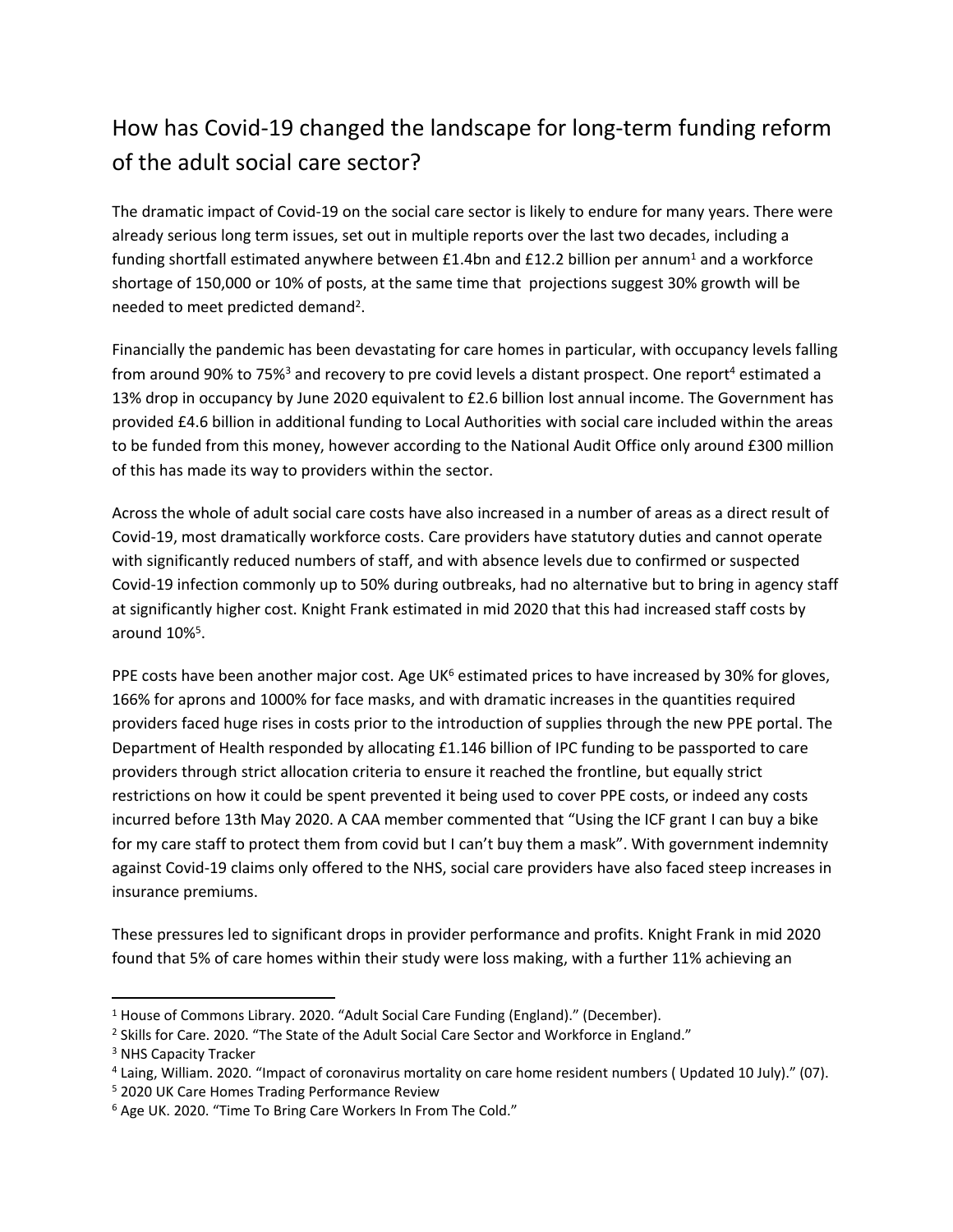# How has Covid-19 changed the landscape for long-term funding reform of the adult social care sector?

The dramatic impact of Covid-19 on the social care sector is likely to endure for many years. There were already serious long term issues, set out in multiple reports over the last two decades, including a funding shortfall estimated anywhere between £1.4bn and £12.2 billion per annum[1] and a workforce shortage of 150,000 or 10% of posts, at the same time that projections suggest 30% growth will be needed to meet predicted demand[2].

Financially the pandemic has been devastating for care homes in particular, with occupancy levels falling from around 90% to 75%[3] and recovery to pre covid levels a distant prospect. One report[4] estimated a 13% drop in occupancy by June 2020 equivalent to £2.6 billion lost annual income. The Government has provided £4.6 billion in additional funding to Local Authorities with social care included within the areas to be funded from this money, however according to the National Audit Office only around £300 million of this has made its way to providers within the sector.

Across the whole of adult social care costs have also increased in a number of areas as a direct result of Covid-19, most dramatically workforce costs. Care providers have statutory duties and cannot operate with significantly reduced numbers of staff, and with absence levels due to confirmed or suspected Covid-19 infection commonly up to 50% during outbreaks, had no alternative but to bring in agency staff at significantly higher cost. Knight Frank estimated in mid 2020 that this had increased staff costs by around 10%[5].

PPE costs have been another major cost. Age UK[6] estimated prices to have increased by 30% for gloves, 166% for aprons and 1000% for face masks, and with dramatic increases in the quantities required providers faced huge rises in costs prior to the introduction of supplies through the new PPE portal. The Department of Health responded by allocating £1.146 billion of IPC funding to be passported to care providers through strict allocation criteria to ensure it reached the frontline, but equally strict restrictions on how it could be spent prevented it being used to cover PPE costs, or indeed any costs incurred before 13th May 2020. A CAA member commented that "Using the ICF grant I can buy a bike for my care staff to protect them from covid but I can't buy them a mask". With government indemnity against Covid-19 claims only offered to the NHS, social care providers have also faced steep increases in insurance premiums.

These pressures led to significant drops in provider performance and profits. Knight Frank in mid 2020 found that 5% of care homes within their study were loss making, with a further 11% achieving an

---

[1] House of Commons Library. 2020. "Adult Social Care Funding (England)." (December).

[2] Skills for Care. 2020. "The State of the Adult Social Care Sector and Workforce in England."

[3] NHS Capacity Tracker

[4] Laing, William. 2020. "Impact of coronavirus mortality on care home resident numbers ( Updated 10 July)." (07).

[5] 2020 UK Care Homes Trading Performance Review

[6] Age UK. 2020. "Time To Bring Care Workers In From The Cold."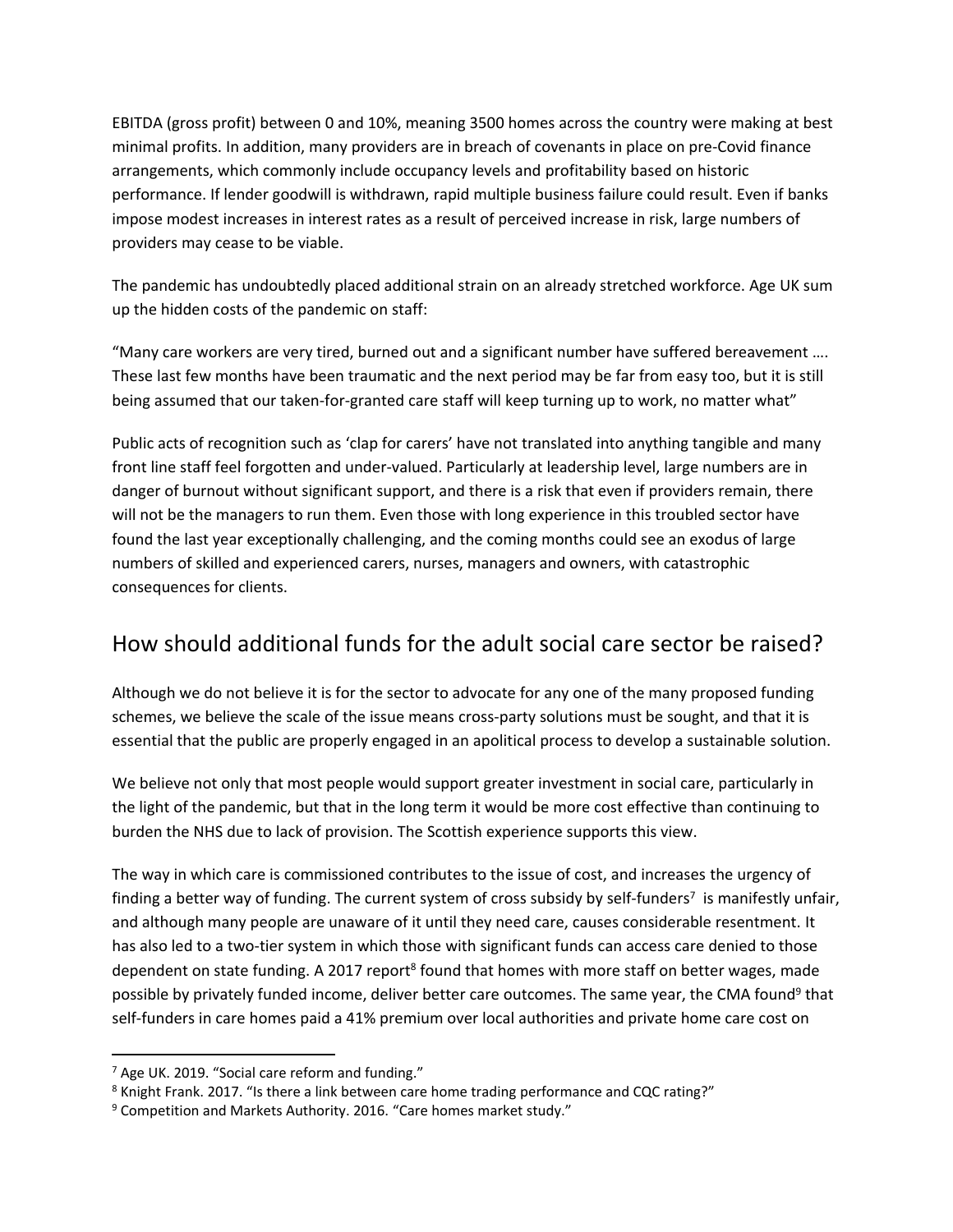EBITDA (gross profit) between 0 and 10%, meaning 3500 homes across the country were making at best minimal profits. In addition, many providers are in breach of covenants in place on pre-Covid finance arrangements, which commonly include occupancy levels and profitability based on historic performance. If lender goodwill is withdrawn, rapid multiple business failure could result. Even if banks impose modest increases in interest rates as a result of perceived increase in risk, large numbers of providers may cease to be viable.

The pandemic has undoubtedly placed additional strain on an already stretched workforce. Age UK sum up the hidden costs of the pandemic on staff:

"Many care workers are very tired, burned out and a significant number have suffered bereavement …. These last few months have been traumatic and the next period may be far from easy too, but it is still being assumed that our taken-for-granted care staff will keep turning up to work, no matter what"

Public acts of recognition such as 'clap for carers' have not translated into anything tangible and many front line staff feel forgotten and under-valued. Particularly at leadership level, large numbers are in danger of burnout without significant support, and there is a risk that even if providers remain, there will not be the managers to run them. Even those with long experience in this troubled sector have found the last year exceptionally challenging, and the coming months could see an exodus of large numbers of skilled and experienced carers, nurses, managers and owners, with catastrophic consequences for clients.

## How should additional funds for the adult social care sector be raised?

Although we do not believe it is for the sector to advocate for any one of the many proposed funding schemes, we believe the scale of the issue means cross-party solutions must be sought, and that it is essential that the public are properly engaged in an apolitical process to develop a sustainable solution.

We believe not only that most people would support greater investment in social care, particularly in the light of the pandemic, but that in the long term it would be more cost effective than continuing to burden the NHS due to lack of provision. The Scottish experience supports this view.

The way in which care is commissioned contributes to the issue of cost, and increases the urgency of finding a better way of funding. The current system of cross subsidy by self-funders[7] is manifestly unfair, and although many people are unaware of it until they need care, causes considerable resentment. It has also led to a two-tier system in which those with significant funds can access care denied to those dependent on state funding. A 2017 report[8] found that homes with more staff on better wages, made possible by privately funded income, deliver better care outcomes. The same year, the CMA found[9] that self-funders in care homes paid a 41% premium over local authorities and private home care cost on

[7] Age UK. 2019. "Social care reform and funding."
[8] Knight Frank. 2017. "Is there a link between care home trading performance and CQC rating?"
[9] Competition and Markets Authority. 2016. "Care homes market study."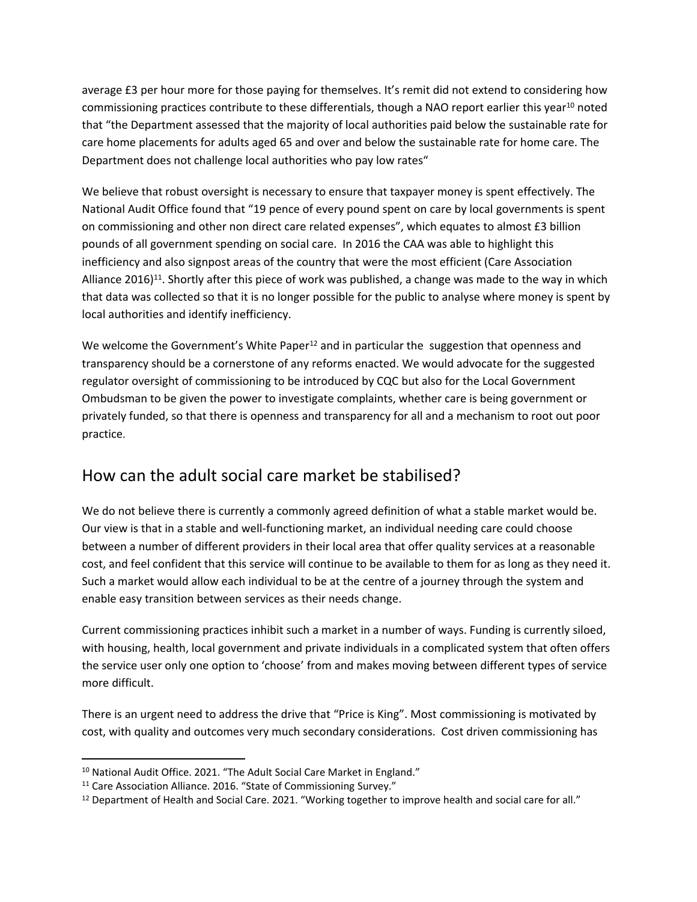average £3 per hour more for those paying for themselves. It's remit did not extend to considering how commissioning practices contribute to these differentials, though a NAO report earlier this year[10] noted that "the Department assessed that the majority of local authorities paid below the sustainable rate for care home placements for adults aged 65 and over and below the sustainable rate for home care. The Department does not challenge local authorities who pay low rates"

We believe that robust oversight is necessary to ensure that taxpayer money is spent effectively. The National Audit Office found that "19 pence of every pound spent on care by local governments is spent on commissioning and other non direct care related expenses", which equates to almost £3 billion pounds of all government spending on social care. In 2016 the CAA was able to highlight this inefficiency and also signpost areas of the country that were the most efficient (Care Association Alliance 2016)[11]. Shortly after this piece of work was published, a change was made to the way in which that data was collected so that it is no longer possible for the public to analyse where money is spent by local authorities and identify inefficiency.

We welcome the Government's White Paper[12] and in particular the suggestion that openness and transparency should be a cornerstone of any reforms enacted. We would advocate for the suggested regulator oversight of commissioning to be introduced by CQC but also for the Local Government Ombudsman to be given the power to investigate complaints, whether care is being government or privately funded, so that there is openness and transparency for all and a mechanism to root out poor practice.

## How can the adult social care market be stabilised?

We do not believe there is currently a commonly agreed definition of what a stable market would be. Our view is that in a stable and well-functioning market, an individual needing care could choose between a number of different providers in their local area that offer quality services at a reasonable cost, and feel confident that this service will continue to be available to them for as long as they need it. Such a market would allow each individual to be at the centre of a journey through the system and enable easy transition between services as their needs change.

Current commissioning practices inhibit such a market in a number of ways. Funding is currently siloed, with housing, health, local government and private individuals in a complicated system that often offers the service user only one option to 'choose' from and makes moving between different types of service more difficult.

There is an urgent need to address the drive that "Price is King". Most commissioning is motivated by cost, with quality and outcomes very much secondary considerations. Cost driven commissioning has

---

[10] National Audit Office. 2021. "The Adult Social Care Market in England."

[11] Care Association Alliance. 2016. "State of Commissioning Survey."

[12] Department of Health and Social Care. 2021. "Working together to improve health and social care for all."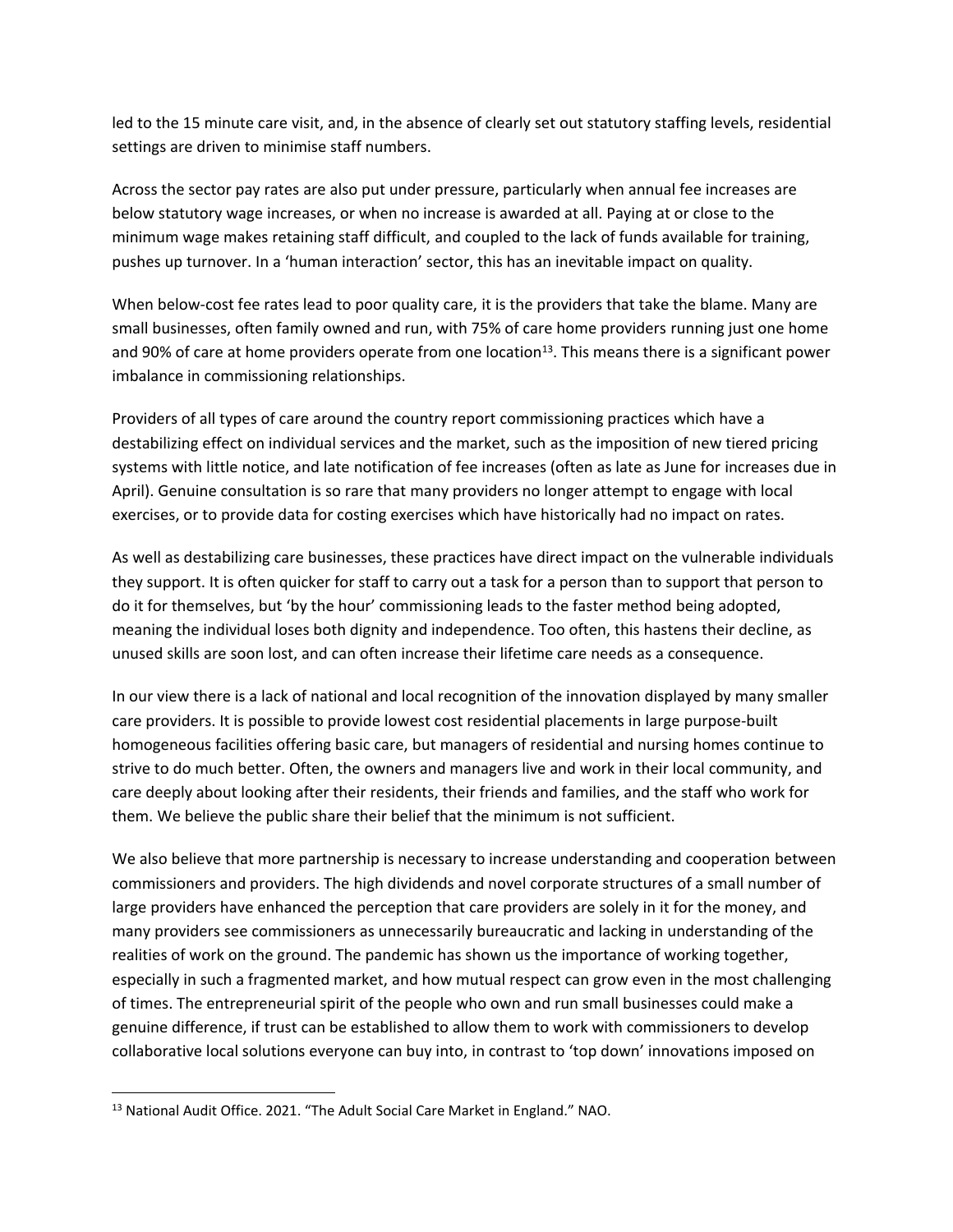led to the 15 minute care visit, and, in the absence of clearly set out statutory staffing levels, residential settings are driven to minimise staff numbers.

Across the sector pay rates are also put under pressure, particularly when annual fee increases are below statutory wage increases, or when no increase is awarded at all. Paying at or close to the minimum wage makes retaining staff difficult, and coupled to the lack of funds available for training, pushes up turnover. In a 'human interaction' sector, this has an inevitable impact on quality.

When below-cost fee rates lead to poor quality care, it is the providers that take the blame. Many are small businesses, often family owned and run, with 75% of care home providers running just one home and 90% of care at home providers operate from one location[13]. This means there is a significant power imbalance in commissioning relationships.

Providers of all types of care around the country report commissioning practices which have a destabilizing effect on individual services and the market, such as the imposition of new tiered pricing systems with little notice, and late notification of fee increases (often as late as June for increases due in April). Genuine consultation is so rare that many providers no longer attempt to engage with local exercises, or to provide data for costing exercises which have historically had no impact on rates.

As well as destabilizing care businesses, these practices have direct impact on the vulnerable individuals they support. It is often quicker for staff to carry out a task for a person than to support that person to do it for themselves, but 'by the hour' commissioning leads to the faster method being adopted, meaning the individual loses both dignity and independence. Too often, this hastens their decline, as unused skills are soon lost, and can often increase their lifetime care needs as a consequence.

In our view there is a lack of national and local recognition of the innovation displayed by many smaller care providers. It is possible to provide lowest cost residential placements in large purpose-built homogeneous facilities offering basic care, but managers of residential and nursing homes continue to strive to do much better. Often, the owners and managers live and work in their local community, and care deeply about looking after their residents, their friends and families, and the staff who work for them. We believe the public share their belief that the minimum is not sufficient.

We also believe that more partnership is necessary to increase understanding and cooperation between commissioners and providers. The high dividends and novel corporate structures of a small number of large providers have enhanced the perception that care providers are solely in it for the money, and many providers see commissioners as unnecessarily bureaucratic and lacking in understanding of the realities of work on the ground. The pandemic has shown us the importance of working together, especially in such a fragmented market, and how mutual respect can grow even in the most challenging of times. The entrepreneurial spirit of the people who own and run small businesses could make a genuine difference, if trust can be established to allow them to work with commissioners to develop collaborative local solutions everyone can buy into, in contrast to 'top down' innovations imposed on

[13] National Audit Office. 2021. "The Adult Social Care Market in England." NAO.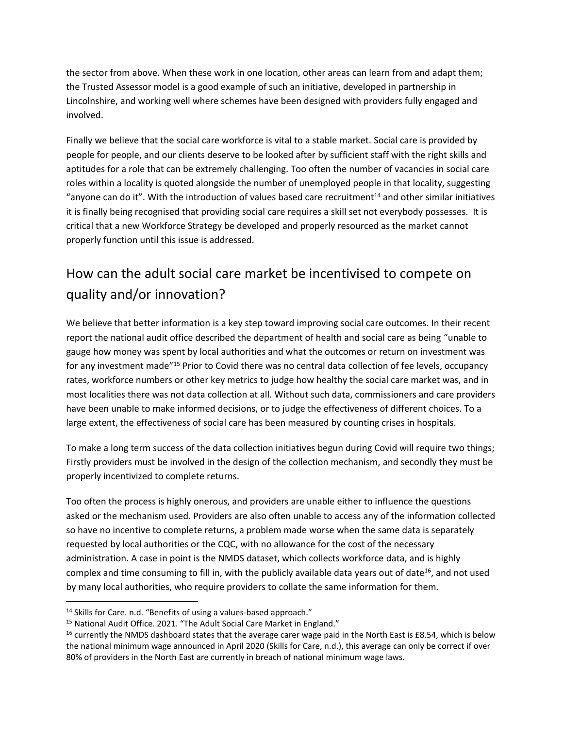the sector from above. When these work in one location, other areas can learn from and adapt them; the Trusted Assessor model is a good example of such an initiative, developed in partnership in Lincolnshire, and working well where schemes have been designed with providers fully engaged and involved.

Finally we believe that the social care workforce is vital to a stable market. Social care is provided by people for people, and our clients deserve to be looked after by sufficient staff with the right skills and aptitudes for a role that can be extremely challenging. Too often the number of vacancies in social care roles within a locality is quoted alongside the number of unemployed people in that locality, suggesting "anyone can do it". With the introduction of values based care recruitment[14] and other similar initiatives it is finally being recognised that providing social care requires a skill set not everybody possesses. It is critical that a new Workforce Strategy be developed and properly resourced as the market cannot properly function until this issue is addressed.

## How can the adult social care market be incentivised to compete on quality and/or innovation?

We believe that better information is a key step toward improving social care outcomes. In their recent report the national audit office described the department of health and social care as being "unable to gauge how money was spent by local authorities and what the outcomes or return on investment was for any investment made"[15] Prior to Covid there was no central data collection of fee levels, occupancy rates, workforce numbers or other key metrics to judge how healthy the social care market was, and in most localities there was not data collection at all. Without such data, commissioners and care providers have been unable to make informed decisions, or to judge the effectiveness of different choices. To a large extent, the effectiveness of social care has been measured by counting crises in hospitals.

To make a long term success of the data collection initiatives begun during Covid will require two things; Firstly providers must be involved in the design of the collection mechanism, and secondly they must be properly incentivized to complete returns.

Too often the process is highly onerous, and providers are unable either to influence the questions asked or the mechanism used. Providers are also often unable to access any of the information collected so have no incentive to complete returns, a problem made worse when the same data is separately requested by local authorities or the CQC, with no allowance for the cost of the necessary administration. A case in point is the NMDS dataset, which collects workforce data, and is highly complex and time consuming to fill in, with the publicly available data years out of date[16], and not used by many local authorities, who require providers to collate the same information for them.

[14] Skills for Care. n.d. "Benefits of using a values-based approach."

[15] National Audit Office. 2021. "The Adult Social Care Market in England."

[16] currently the NMDS dashboard states that the average carer wage paid in the North East is £8.54, which is below the national minimum wage announced in April 2020 (Skills for Care, n.d.), this average can only be correct if over 80% of providers in the North East are currently in breach of national minimum wage laws.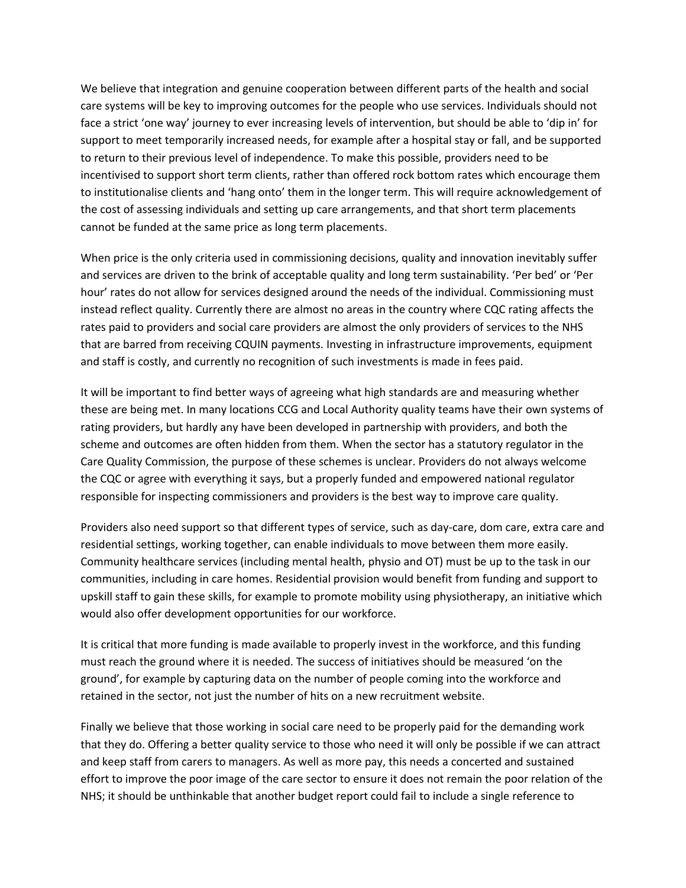We believe that integration and genuine cooperation between different parts of the health and social care systems will be key to improving outcomes for the people who use services. Individuals should not face a strict 'one way' journey to ever increasing levels of intervention, but should be able to 'dip in' for support to meet temporarily increased needs, for example after a hospital stay or fall, and be supported to return to their previous level of independence. To make this possible, providers need to be incentivised to support short term clients, rather than offered rock bottom rates which encourage them to institutionalise clients and 'hang onto' them in the longer term. This will require acknowledgement of the cost of assessing individuals and setting up care arrangements, and that short term placements cannot be funded at the same price as long term placements.

When price is the only criteria used in commissioning decisions, quality and innovation inevitably suffer and services are driven to the brink of acceptable quality and long term sustainability. 'Per bed' or 'Per hour' rates do not allow for services designed around the needs of the individual. Commissioning must instead reflect quality. Currently there are almost no areas in the country where CQC rating affects the rates paid to providers and social care providers are almost the only providers of services to the NHS that are barred from receiving CQUIN payments. Investing in infrastructure improvements, equipment and staff is costly, and currently no recognition of such investments is made in fees paid.

It will be important to find better ways of agreeing what high standards are and measuring whether these are being met. In many locations CCG and Local Authority quality teams have their own systems of rating providers, but hardly any have been developed in partnership with providers, and both the scheme and outcomes are often hidden from them. When the sector has a statutory regulator in the Care Quality Commission, the purpose of these schemes is unclear. Providers do not always welcome the CQC or agree with everything it says, but a properly funded and empowered national regulator responsible for inspecting commissioners and providers is the best way to improve care quality.

Providers also need support so that different types of service, such as day-care, dom care, extra care and residential settings, working together, can enable individuals to move between them more easily. Community healthcare services (including mental health, physio and OT) must be up to the task in our communities, including in care homes. Residential provision would benefit from funding and support to upskill staff to gain these skills, for example to promote mobility using physiotherapy, an initiative which would also offer development opportunities for our workforce.

It is critical that more funding is made available to properly invest in the workforce, and this funding must reach the ground where it is needed. The success of initiatives should be measured 'on the ground', for example by capturing data on the number of people coming into the workforce and retained in the sector, not just the number of hits on a new recruitment website.

Finally we believe that those working in social care need to be properly paid for the demanding work that they do. Offering a better quality service to those who need it will only be possible if we can attract and keep staff from carers to managers. As well as more pay, this needs a concerted and sustained effort to improve the poor image of the care sector to ensure it does not remain the poor relation of the NHS; it should be unthinkable that another budget report could fail to include a single reference to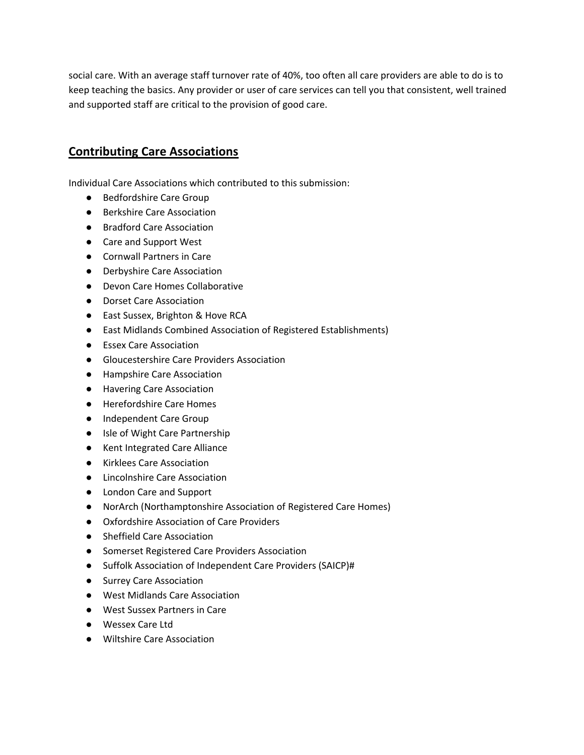social care. With an average staff turnover rate of 40%, too often all care providers are able to do is to keep teaching the basics. Any provider or user of care services can tell you that consistent, well trained and supported staff are critical to the provision of good care.

## Contributing Care Associations

Individual Care Associations which contributed to this submission:

- Bedfordshire Care Group
- Berkshire Care Association
- Bradford Care Association
- Care and Support West
- Cornwall Partners in Care
- Derbyshire Care Association
- Devon Care Homes Collaborative
- Dorset Care Association
- East Sussex, Brighton & Hove RCA
- East Midlands Combined Association of Registered Establishments)
- Essex Care Association
- Gloucestershire Care Providers Association
- Hampshire Care Association
- Havering Care Association
- Herefordshire Care Homes
- Independent Care Group
- Isle of Wight Care Partnership
- Kent Integrated Care Alliance
- Kirklees Care Association
- Lincolnshire Care Association
- London Care and Support
- NorArch (Northamptonshire Association of Registered Care Homes)
- Oxfordshire Association of Care Providers
- Sheffield Care Association
- Somerset Registered Care Providers Association
- Suffolk Association of Independent Care Providers (SAICP)#
- Surrey Care Association
- West Midlands Care Association
- West Sussex Partners in Care
- Wessex Care Ltd
- Wiltshire Care Association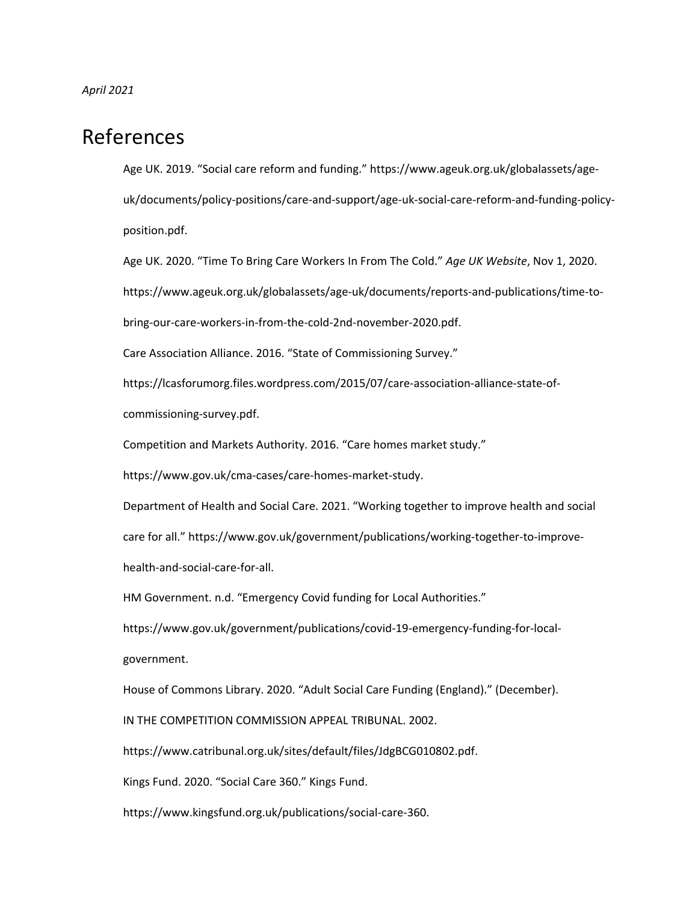*April 2021*

# References

Age UK. 2019. "Social care reform and funding." https://www.ageuk.org.uk/globalassets/age-uk/documents/policy-positions/care-and-support/age-uk-social-care-reform-and-funding-policy-position.pdf.

Age UK. 2020. "Time To Bring Care Workers In From The Cold." *Age UK Website*, Nov 1, 2020. https://www.ageuk.org.uk/globalassets/age-uk/documents/reports-and-publications/time-to-bring-our-care-workers-in-from-the-cold-2nd-november-2020.pdf.

Care Association Alliance. 2016. "State of Commissioning Survey." https://lcasforumorg.files.wordpress.com/2015/07/care-association-alliance-state-of-commissioning-survey.pdf.

Competition and Markets Authority. 2016. "Care homes market study." https://www.gov.uk/cma-cases/care-homes-market-study.

Department of Health and Social Care. 2021. "Working together to improve health and social care for all." https://www.gov.uk/government/publications/working-together-to-improve-health-and-social-care-for-all.

HM Government. n.d. "Emergency Covid funding for Local Authorities." https://www.gov.uk/government/publications/covid-19-emergency-funding-for-local-government.

House of Commons Library. 2020. "Adult Social Care Funding (England)." (December).

IN THE COMPETITION COMMISSION APPEAL TRIBUNAL. 2002. https://www.catribunal.org.uk/sites/default/files/JdgBCG010802.pdf.

Kings Fund. 2020. "Social Care 360." Kings Fund. https://www.kingsfund.org.uk/publications/social-care-360.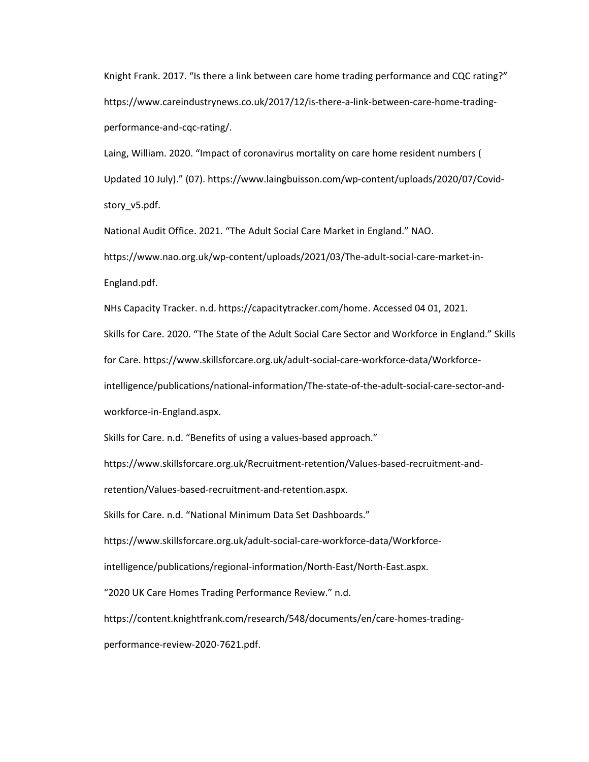Knight Frank. 2017. “Is there a link between care home trading performance and CQC rating?” https://www.careindustrynews.co.uk/2017/12/is-there-a-link-between-care-home-trading-performance-and-cqc-rating/.

Laing, William. 2020. “Impact of coronavirus mortality on care home resident numbers ( Updated 10 July).” (07). https://www.laingbuisson.com/wp-content/uploads/2020/07/Covid-story_v5.pdf.

National Audit Office. 2021. “The Adult Social Care Market in England.” NAO. https://www.nao.org.uk/wp-content/uploads/2021/03/The-adult-social-care-market-in-England.pdf.

NHs Capacity Tracker. n.d. https://capacitytracker.com/home. Accessed 04 01, 2021.

Skills for Care. 2020. “The State of the Adult Social Care Sector and Workforce in England.” Skills for Care. https://www.skillsforcare.org.uk/adult-social-care-workforce-data/Workforce-intelligence/publications/national-information/The-state-of-the-adult-social-care-sector-and-workforce-in-England.aspx.

Skills for Care. n.d. “Benefits of using a values-based approach.” https://www.skillsforcare.org.uk/Recruitment-retention/Values-based-recruitment-and-retention/Values-based-recruitment-and-retention.aspx.

Skills for Care. n.d. “National Minimum Data Set Dashboards.” https://www.skillsforcare.org.uk/adult-social-care-workforce-data/Workforce-intelligence/publications/regional-information/North-East/North-East.aspx.

“2020 UK Care Homes Trading Performance Review.” n.d. https://content.knightfrank.com/research/548/documents/en/care-homes-trading-performance-review-2020-7621.pdf.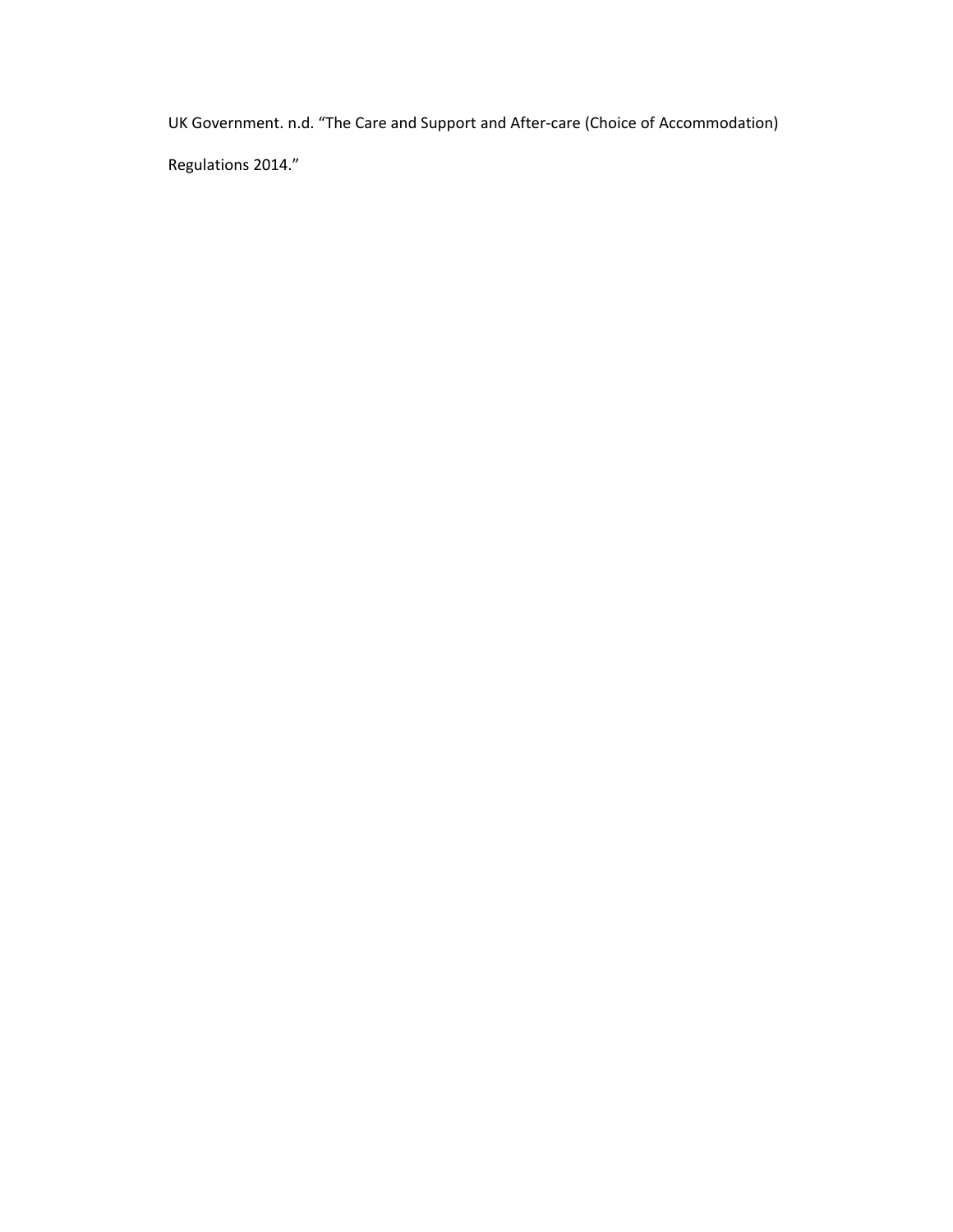UK Government. n.d. “The Care and Support and After-care (Choice of Accommodation) Regulations 2014.”